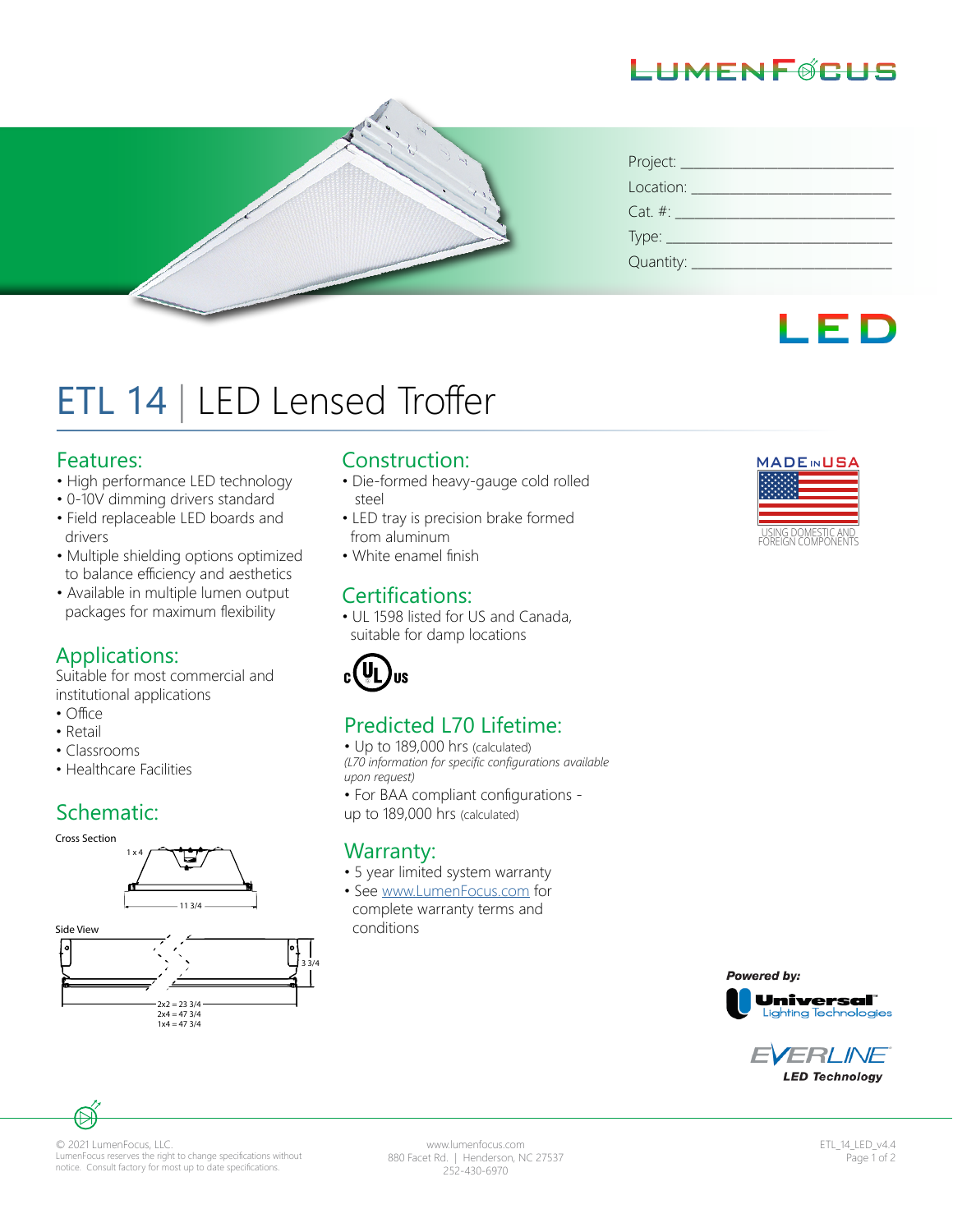LUMENFOCUS

Project: ____________________

Location: ____________________

Cat. #: ____________________

Type: ____________________

Quantity: ____________________

LED

# ETL 14 | LED Lensed Troffer

## Features:

- High performance LED technology
- 0-10V dimming drivers standard
- Field replaceable LED boards and drivers
- Multiple shielding options optimized to balance efficiency and aesthetics
- Available in multiple lumen output packages for maximum flexibility

## Applications:

Suitable for most commercial and institutional applications

- Office
- Retail
- Classrooms
- Healthcare Facilities

## Schematic:

Cross Section

1 x 4

11 3/4

Side View

3 3/4

2x2 = 23 3/4
2x4 = 47 3/4
1x4 = 47 3/4

## Construction:

- Die-formed heavy-gauge cold rolled steel
- LED tray is precision brake formed from aluminum
- White enamel finish

## Certifications:

- UL 1598 listed for US and Canada, suitable for damp locations

c UL us

## Predicted L70 Lifetime:

- Up to 189,000 hrs (calculated)

*(L70 information for specific configurations available upon request)*

- For BAA compliant configurations - up to 189,000 hrs (calculated)

## Warranty:

- 5 year limited system warranty
- See www.LumenFocus.com for complete warranty terms and conditions

MADE IN USA
USING DOMESTIC AND FOREIGN COMPONENTS

*Powered by:*
Universal Lighting Technologies

EVERLINE
*LED Technology*

© 2021 LumenFocus, LLC.
LumenFocus reserves the right to change specifications without notice. Consult factory for most up to date specifications.

www.lumenfocus.com
880 Facet Rd. | Henderson, NC 27537
252-430-6970

ETL_14_LED_v4.4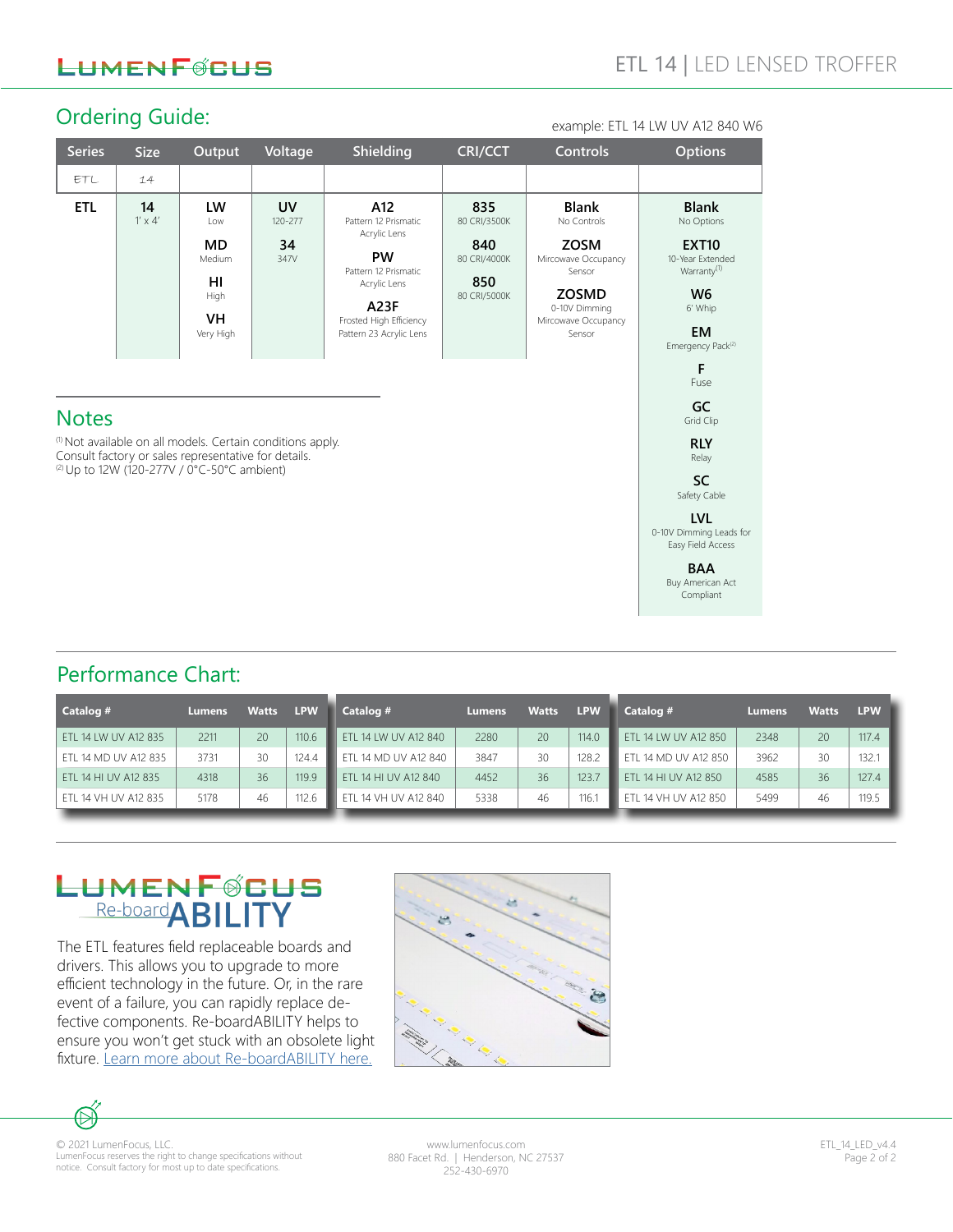## Ordering Guide:

example: ETL 14 LW UV A12 840 W6

| Series | Size | Output | Voltage | Shielding | CRI/CCT | Controls | Options |
|---|---|---|---|---|---|---|---|
| ETL | 14 | | | | | | |
| **ETL** | **14** 1' x 4' | **LW** Low<br>**MD** Medium<br>**HI** High<br>**VH** Very High | **UV** 120-277<br>**34** 347V | **A12** Pattern 12 Prismatic Acrylic Lens<br>**PW** Pattern 12 Prismatic Acrylic Lens<br>**A23F** Frosted High Efficiency Pattern 23 Acrylic Lens | **835** 80 CRI/3500K<br>**840** 80 CRI/4000K<br>**850** 80 CRI/5000K | **Blank** No Controls<br>**ZOSM** Mircowave Occupancy Sensor<br>**ZOSMD** 0-10V Dimming Mircowave Occupancy Sensor | **Blank** No Options<br>**EXT10** 10-Year Extended Warranty[1]<br>**W6** 6' Whip<br>**EM** Emergency Pack[2]<br>**F** Fuse<br>**GC** Grid Clip<br>**RLY** Relay<br>**SC** Safety Cable<br>**LVL** 0-10V Dimming Leads for Easy Field Access<br>**BAA** Buy American Act Compliant |

## Notes

[1] Not available on all models. Certain conditions apply. Consult factory or sales representative for details.
[2] Up to 12W (120-277V / 0°C-50°C ambient)

## Performance Chart:

| Catalog # | Lumens | Watts | LPW |
|---|---|---|---|
| ETL 14 LW UV A12 835 | 2211 | 20 | 110.6 |
| ETL 14 MD UV A12 835 | 3731 | 30 | 124.4 |
| ETL 14 HI UV A12 835 | 4318 | 36 | 119.9 |
| ETL 14 VH UV A12 835 | 5178 | 46 | 112.6 |

| Catalog # | Lumens | Watts | LPW |
|---|---|---|---|
| ETL 14 LW UV A12 840 | 2280 | 20 | 114.0 |
| ETL 14 MD UV A12 840 | 3847 | 30 | 128.2 |
| ETL 14 HI UV A12 840 | 4452 | 36 | 123.7 |
| ETL 14 VH UV A12 840 | 5338 | 46 | 116.1 |

| Catalog # | Lumens | Watts | LPW |
|---|---|---|---|
| ETL 14 LW UV A12 850 | 2348 | 20 | 117.4 |
| ETL 14 MD UV A12 850 | 3962 | 30 | 132.1 |
| ETL 14 HI UV A12 850 | 4585 | 36 | 127.4 |
| ETL 14 VH UV A12 850 | 5499 | 46 | 119.5 |

## LUMENFOCUS Re-boardABILITY

The ETL features field replaceable boards and drivers. This allows you to upgrade to more efficient technology in the future. Or, in the rare event of a failure, you can rapidly replace defective components. Re-boardABILITY helps to ensure you won't get stuck with an obsolete light fixture. Learn more about Re-boardABILITY here.

© 2021 LumenFocus, LLC.
LumenFocus reserves the right to change specifications without notice. Consult factory for most up to date specifications.

www.lumenfocus.com
880 Facet Rd. | Henderson, NC 27537
252-430-6970

ETL_14_LED_v4.4